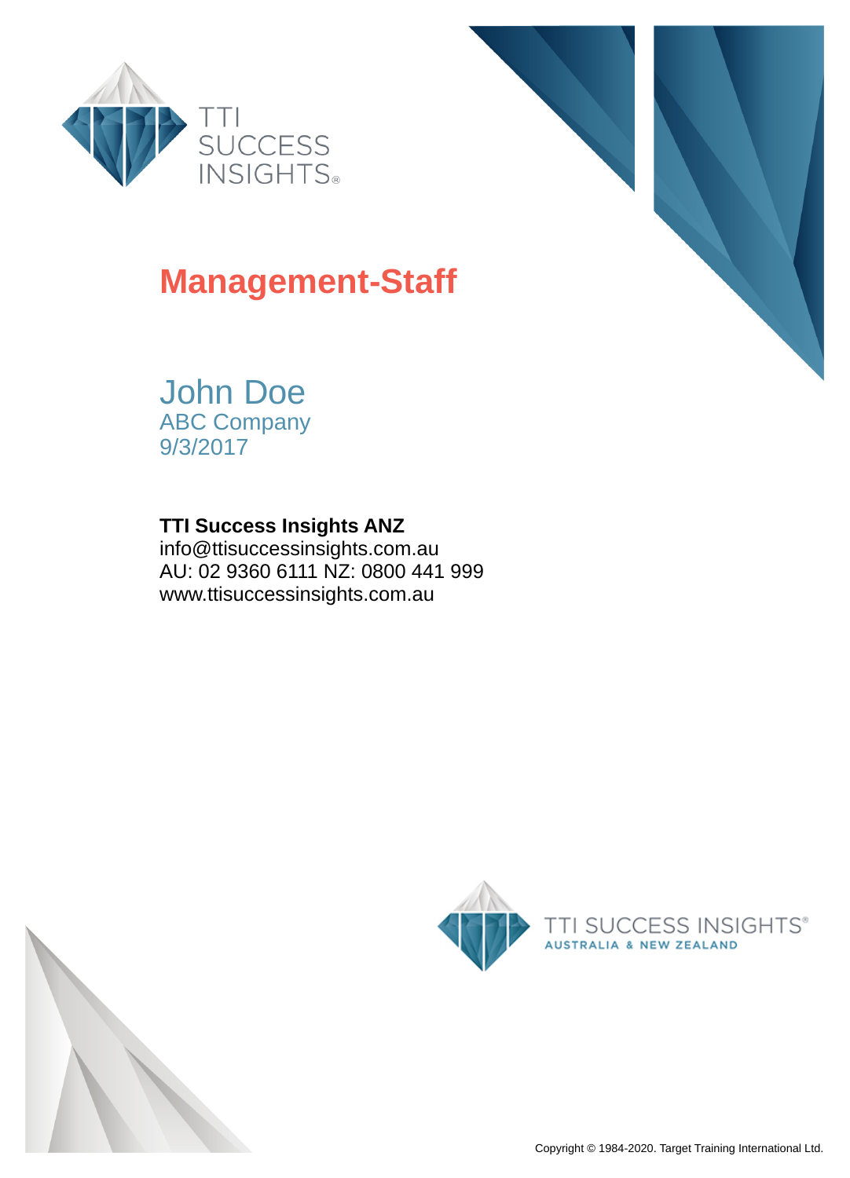TTI SUCCESS INSIGHTS®

# Management-Staff

## John Doe

ABC Company
9/3/2017

**TTI Success Insights ANZ**
info@ttisuccessinsights.com.au
AU: 02 9360 6111 NZ: 0800 441 999
www.ttisuccessinsights.com.au

TTI SUCCESS INSIGHTS®
AUSTRALIA & NEW ZEALAND

Copyright © 1984-2020. Target Training International Ltd.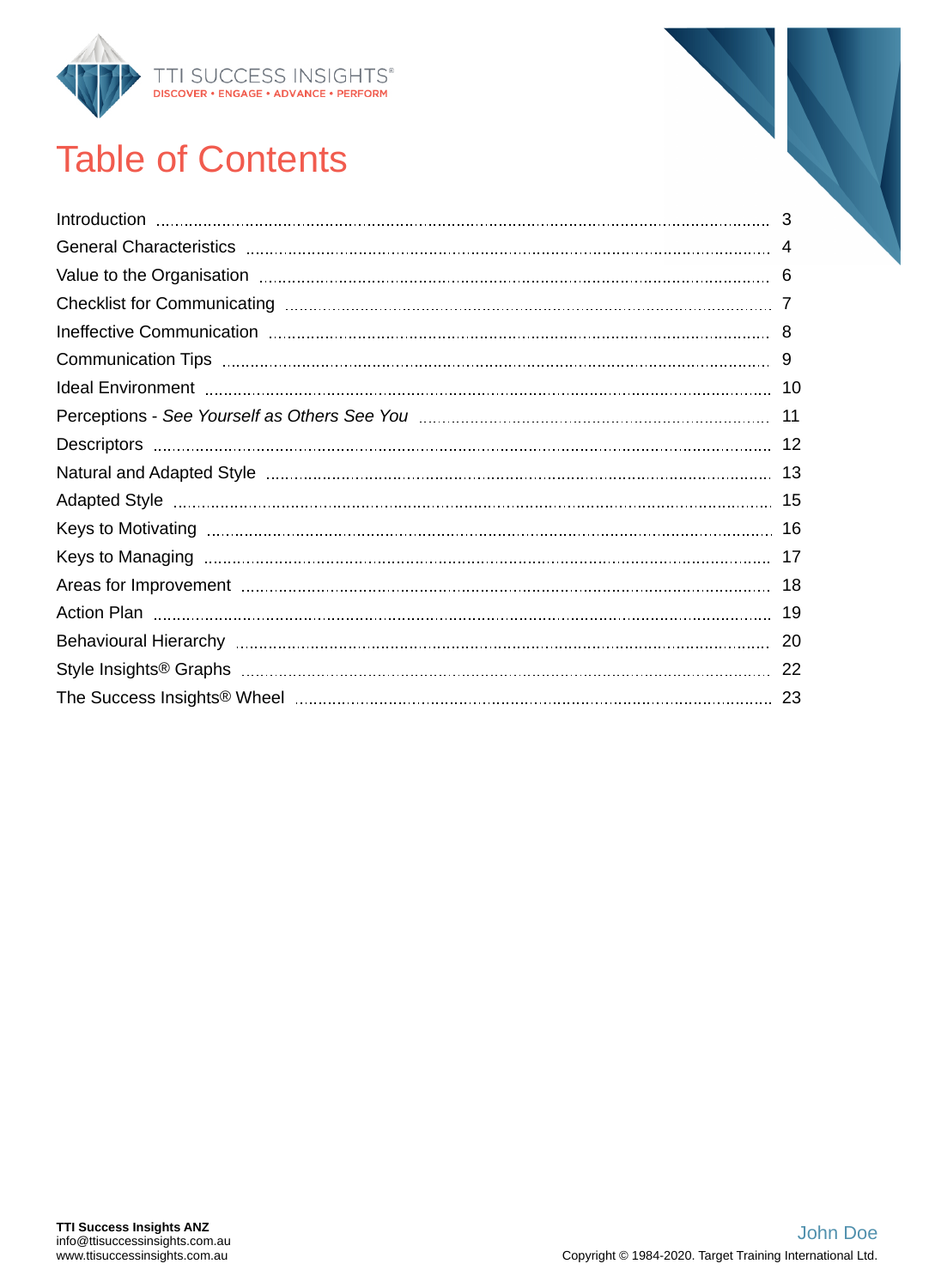# Table of Contents

| | |
|---|---|
| Introduction | 3 |
| General Characteristics | 4 |
| Value to the Organisation | 6 |
| Checklist for Communicating | 7 |
| Ineffective Communication | 8 |
| Communication Tips | 9 |
| Ideal Environment | 10 |
| Perceptions - *See Yourself as Others See You* | 11 |
| Descriptors | 12 |
| Natural and Adapted Style | 13 |
| Adapted Style | 15 |
| Keys to Motivating | 16 |
| Keys to Managing | 17 |
| Areas for Improvement | 18 |
| Action Plan | 19 |
| Behavioural Hierarchy | 20 |
| Style Insights® Graphs | 22 |
| The Success Insights® Wheel | 23 |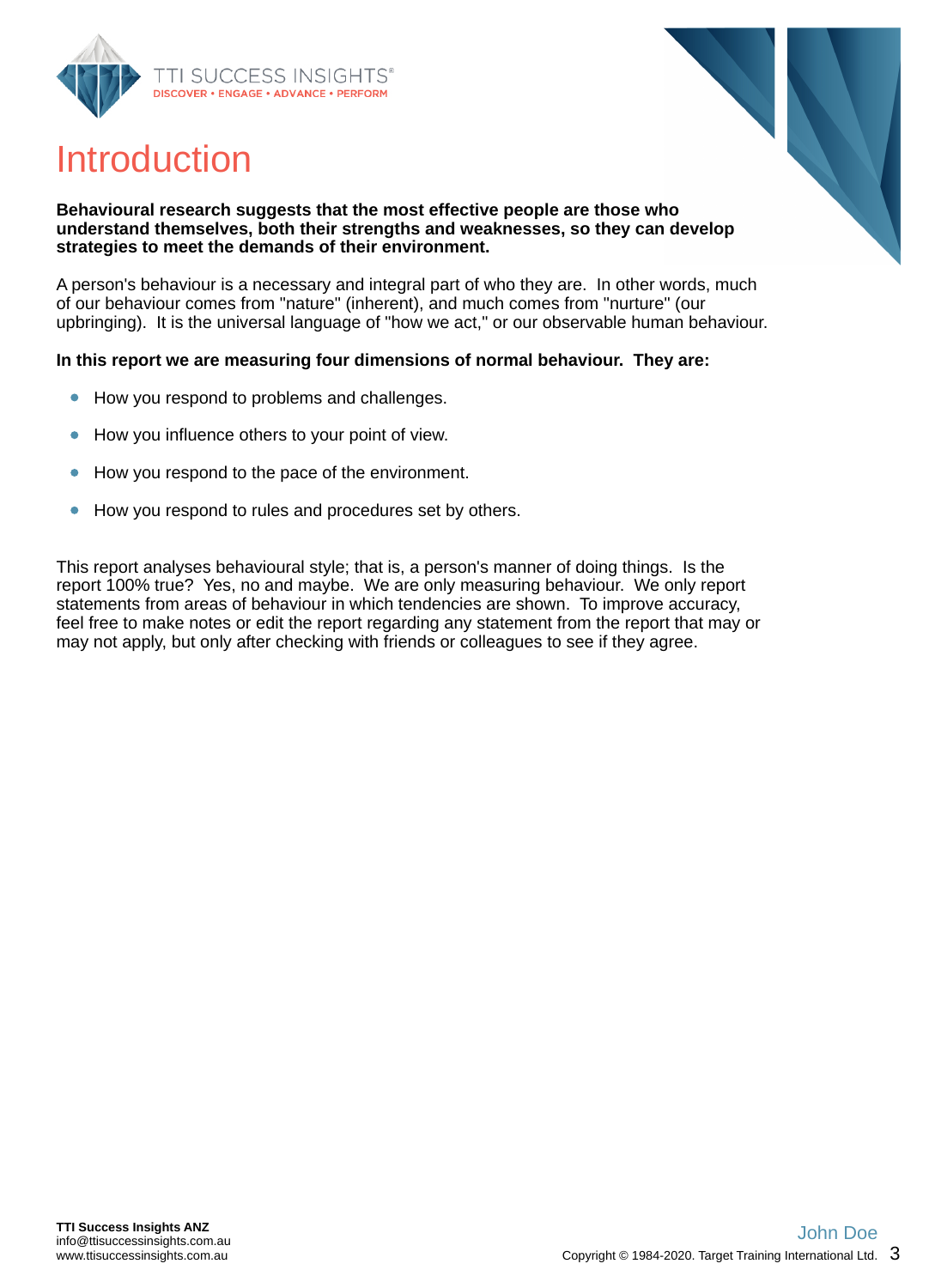# Introduction

**Behavioural research suggests that the most effective people are those who understand themselves, both their strengths and weaknesses, so they can develop strategies to meet the demands of their environment.**

A person's behaviour is a necessary and integral part of who they are.  In other words, much of our behaviour comes from "nature" (inherent), and much comes from "nurture" (our upbringing).  It is the universal language of "how we act," or our observable human behaviour.

**In this report we are measuring four dimensions of normal behaviour.  They are:**

- How you respond to problems and challenges.
- How you influence others to your point of view.
- How you respond to the pace of the environment.
- How you respond to rules and procedures set by others.

This report analyses behavioural style; that is, a person's manner of doing things.  Is the report 100% true?  Yes, no and maybe.  We are only measuring behaviour.  We only report statements from areas of behaviour in which tendencies are shown.  To improve accuracy, feel free to make notes or edit the report regarding any statement from the report that may or may not apply, but only after checking with friends or colleagues to see if they agree.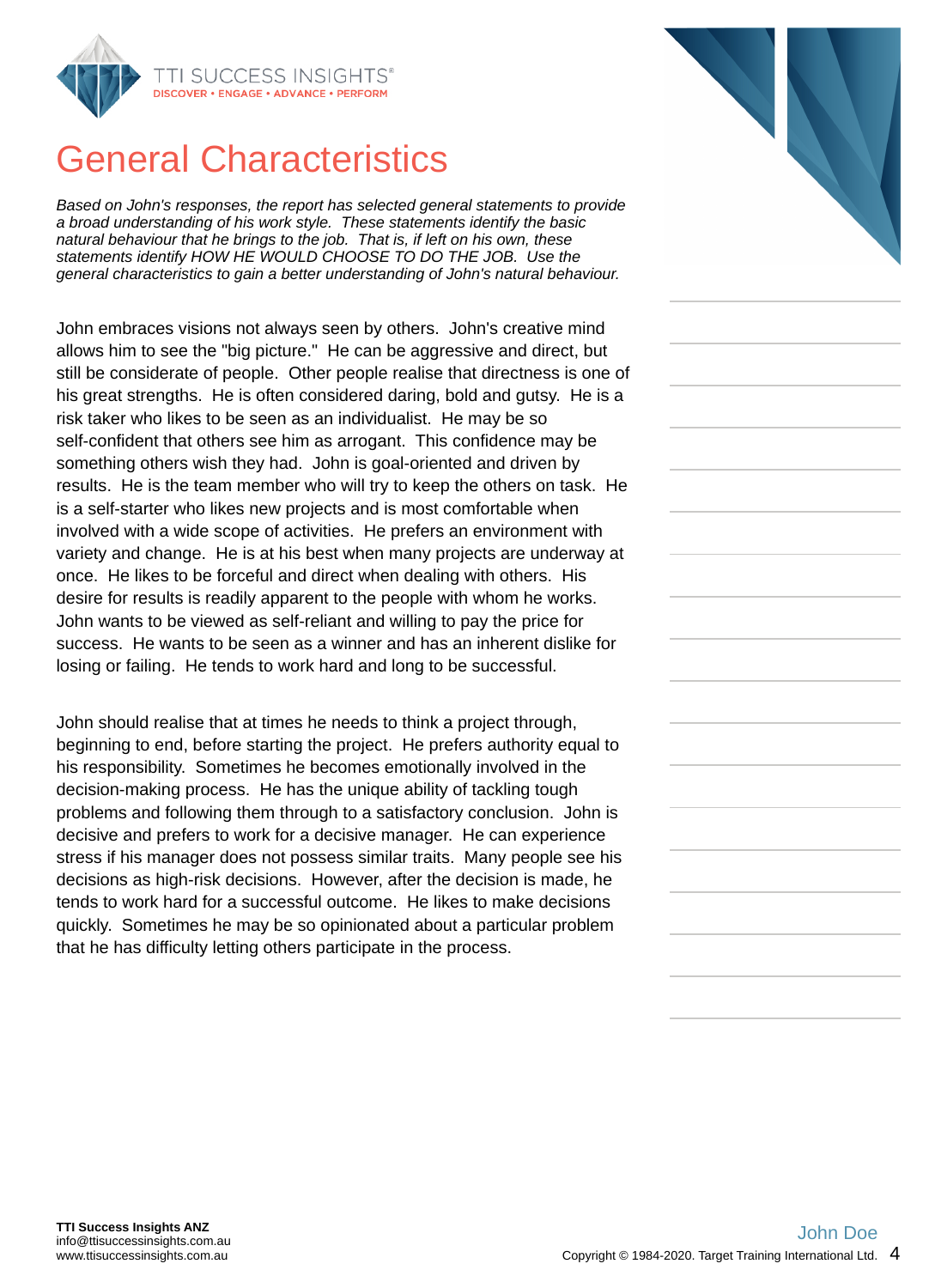# General Characteristics

*Based on John's responses, the report has selected general statements to provide a broad understanding of his work style. These statements identify the basic natural behaviour that he brings to the job. That is, if left on his own, these statements identify HOW HE WOULD CHOOSE TO DO THE JOB. Use the general characteristics to gain a better understanding of John's natural behaviour.*

John embraces visions not always seen by others. John's creative mind allows him to see the "big picture." He can be aggressive and direct, but still be considerate of people. Other people realise that directness is one of his great strengths. He is often considered daring, bold and gutsy. He is a risk taker who likes to be seen as an individualist. He may be so self-confident that others see him as arrogant. This confidence may be something others wish they had. John is goal-oriented and driven by results. He is the team member who will try to keep the others on task. He is a self-starter who likes new projects and is most comfortable when involved with a wide scope of activities. He prefers an environment with variety and change. He is at his best when many projects are underway at once. He likes to be forceful and direct when dealing with others. His desire for results is readily apparent to the people with whom he works. John wants to be viewed as self-reliant and willing to pay the price for success. He wants to be seen as a winner and has an inherent dislike for losing or failing. He tends to work hard and long to be successful.

John should realise that at times he needs to think a project through, beginning to end, before starting the project. He prefers authority equal to his responsibility. Sometimes he becomes emotionally involved in the decision-making process. He has the unique ability of tackling tough problems and following them through to a satisfactory conclusion. John is decisive and prefers to work for a decisive manager. He can experience stress if his manager does not possess similar traits. Many people see his decisions as high-risk decisions. However, after the decision is made, he tends to work hard for a successful outcome. He likes to make decisions quickly. Sometimes he may be so opinionated about a particular problem that he has difficulty letting others participate in the process.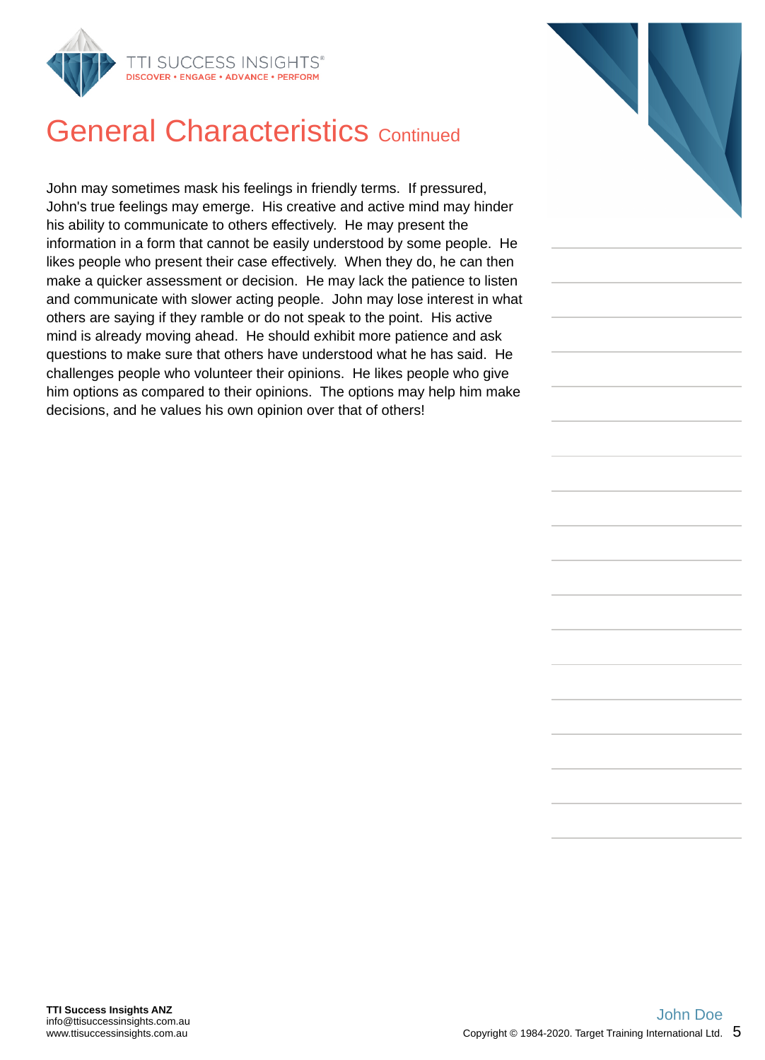# General Characteristics Continued

John may sometimes mask his feelings in friendly terms. If pressured, John's true feelings may emerge. His creative and active mind may hinder his ability to communicate to others effectively. He may present the information in a form that cannot be easily understood by some people. He likes people who present their case effectively. When they do, he can then make a quicker assessment or decision. He may lack the patience to listen and communicate with slower acting people. John may lose interest in what others are saying if they ramble or do not speak to the point. His active mind is already moving ahead. He should exhibit more patience and ask questions to make sure that others have understood what he has said. He challenges people who volunteer their opinions. He likes people who give him options as compared to their opinions. The options may help him make decisions, and he values his own opinion over that of others!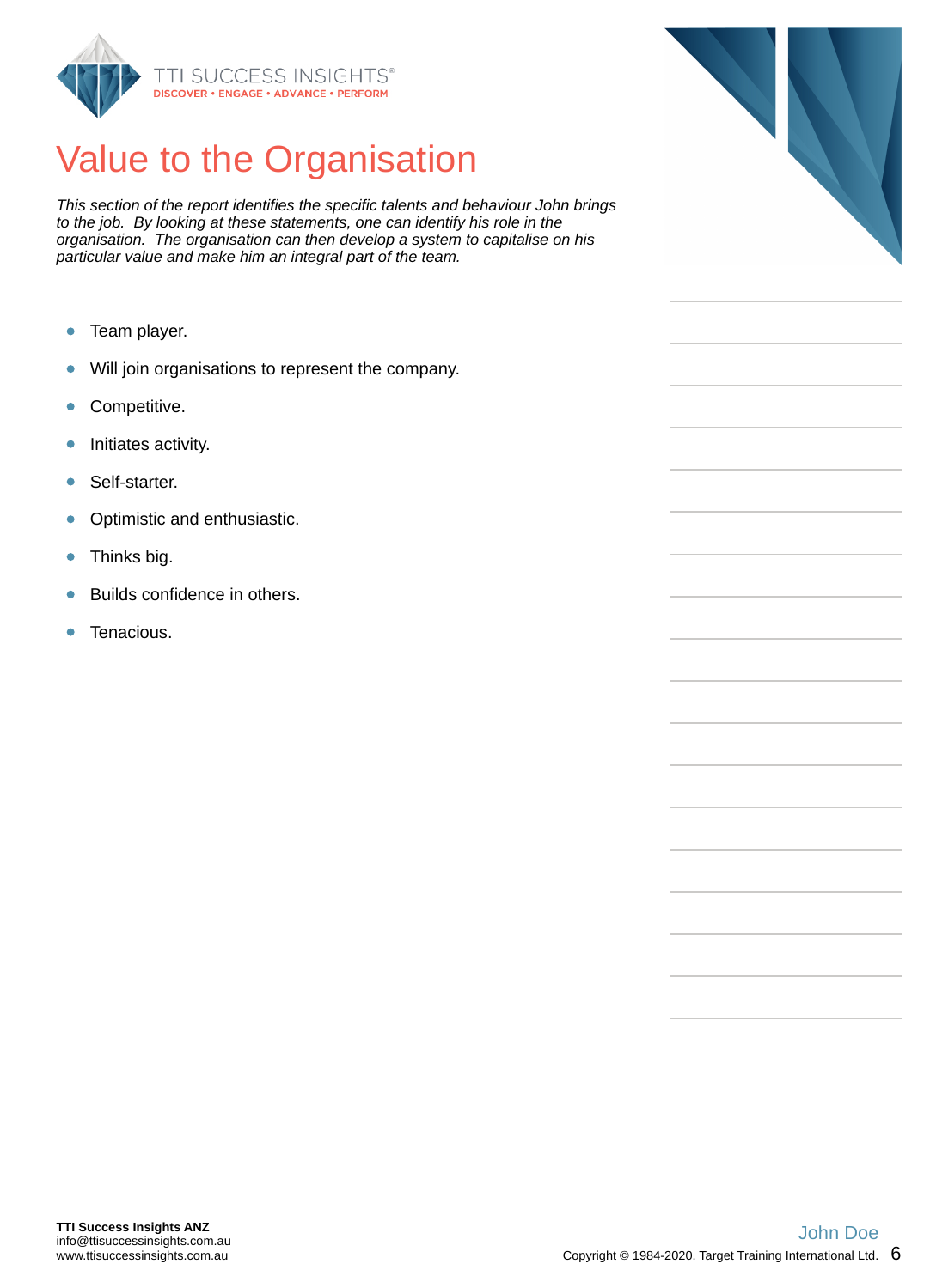# Value to the Organisation

*This section of the report identifies the specific talents and behaviour John brings to the job. By looking at these statements, one can identify his role in the organisation. The organisation can then develop a system to capitalise on his particular value and make him an integral part of the team.*

- Team player.
- Will join organisations to represent the company.
- Competitive.
- Initiates activity.
- Self-starter.
- Optimistic and enthusiastic.
- Thinks big.
- Builds confidence in others.
- Tenacious.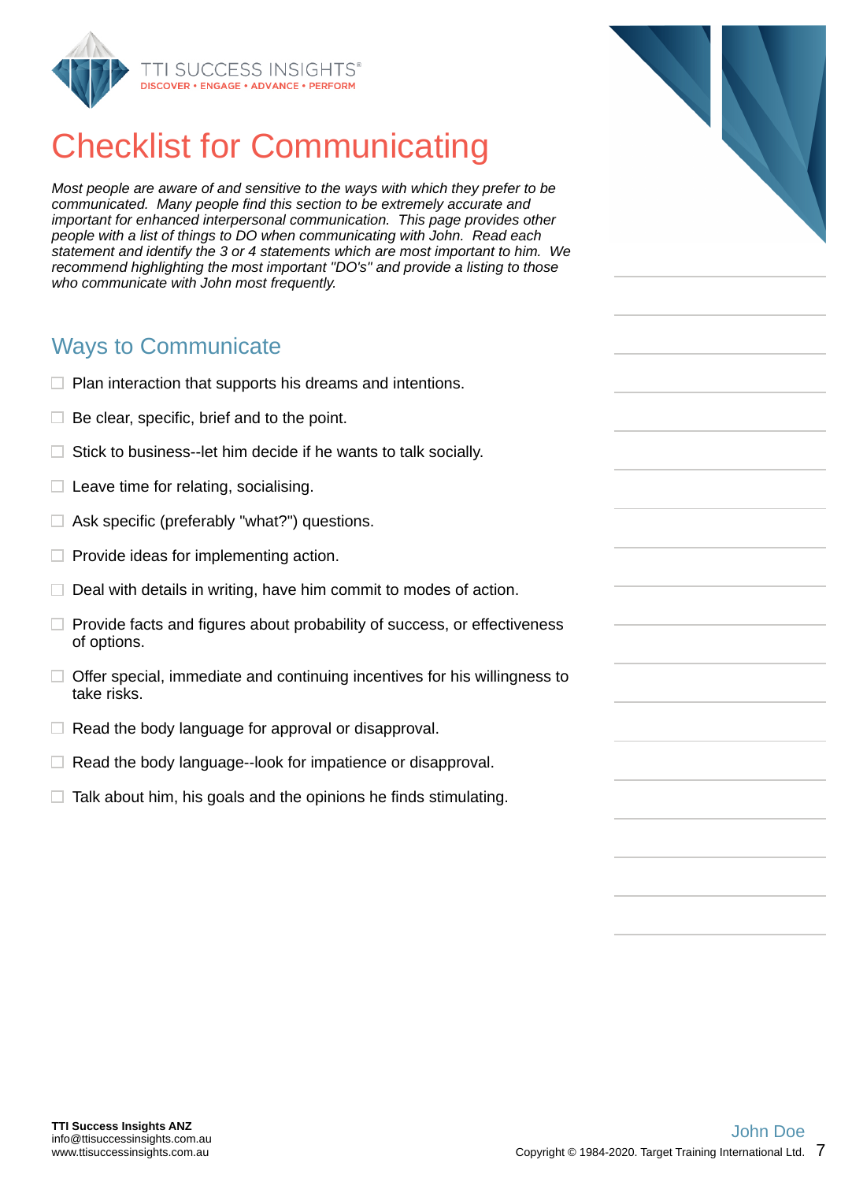# Checklist for Communicating

*Most people are aware of and sensitive to the ways with which they prefer to be communicated. Many people find this section to be extremely accurate and important for enhanced interpersonal communication. This page provides other people with a list of things to DO when communicating with John. Read each statement and identify the 3 or 4 statements which are most important to him. We recommend highlighting the most important "DO's" and provide a listing to those who communicate with John most frequently.*

## Ways to Communicate

- ☐ Plan interaction that supports his dreams and intentions.
- ☐ Be clear, specific, brief and to the point.
- ☐ Stick to business--let him decide if he wants to talk socially.
- ☐ Leave time for relating, socialising.
- ☐ Ask specific (preferably "what?") questions.
- ☐ Provide ideas for implementing action.
- ☐ Deal with details in writing, have him commit to modes of action.
- ☐ Provide facts and figures about probability of success, or effectiveness of options.
- ☐ Offer special, immediate and continuing incentives for his willingness to take risks.
- ☐ Read the body language for approval or disapproval.
- ☐ Read the body language--look for impatience or disapproval.
- ☐ Talk about him, his goals and the opinions he finds stimulating.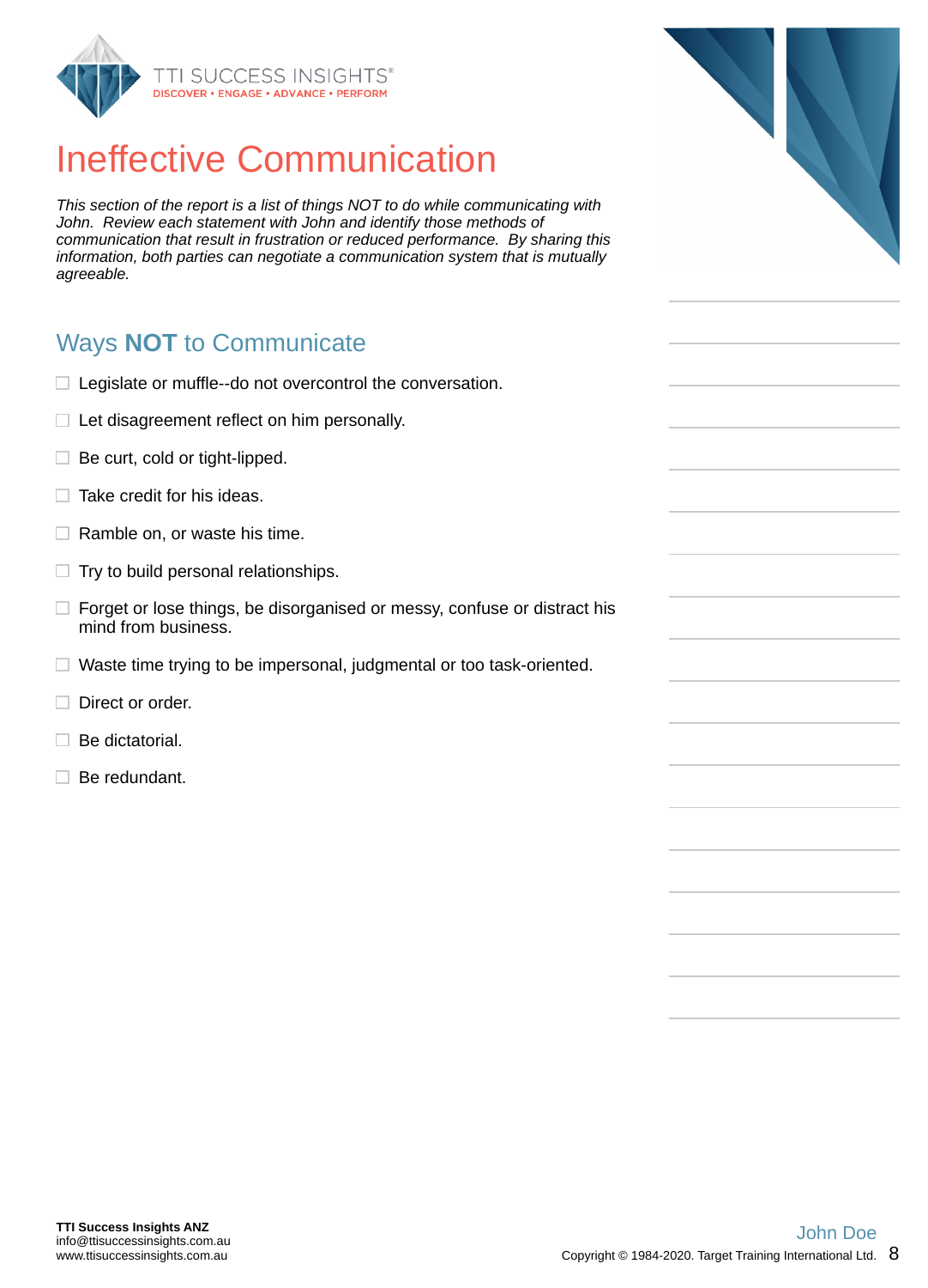# Ineffective Communication

*This section of the report is a list of things NOT to do while communicating with John. Review each statement with John and identify those methods of communication that result in frustration or reduced performance. By sharing this information, both parties can negotiate a communication system that is mutually agreeable.*

## Ways **NOT** to Communicate

- ☐ Legislate or muffle--do not overcontrol the conversation.
- ☐ Let disagreement reflect on him personally.
- ☐ Be curt, cold or tight-lipped.
- ☐ Take credit for his ideas.
- ☐ Ramble on, or waste his time.
- ☐ Try to build personal relationships.
- ☐ Forget or lose things, be disorganised or messy, confuse or distract his mind from business.
- ☐ Waste time trying to be impersonal, judgmental or too task-oriented.
- ☐ Direct or order.
- ☐ Be dictatorial.
- ☐ Be redundant.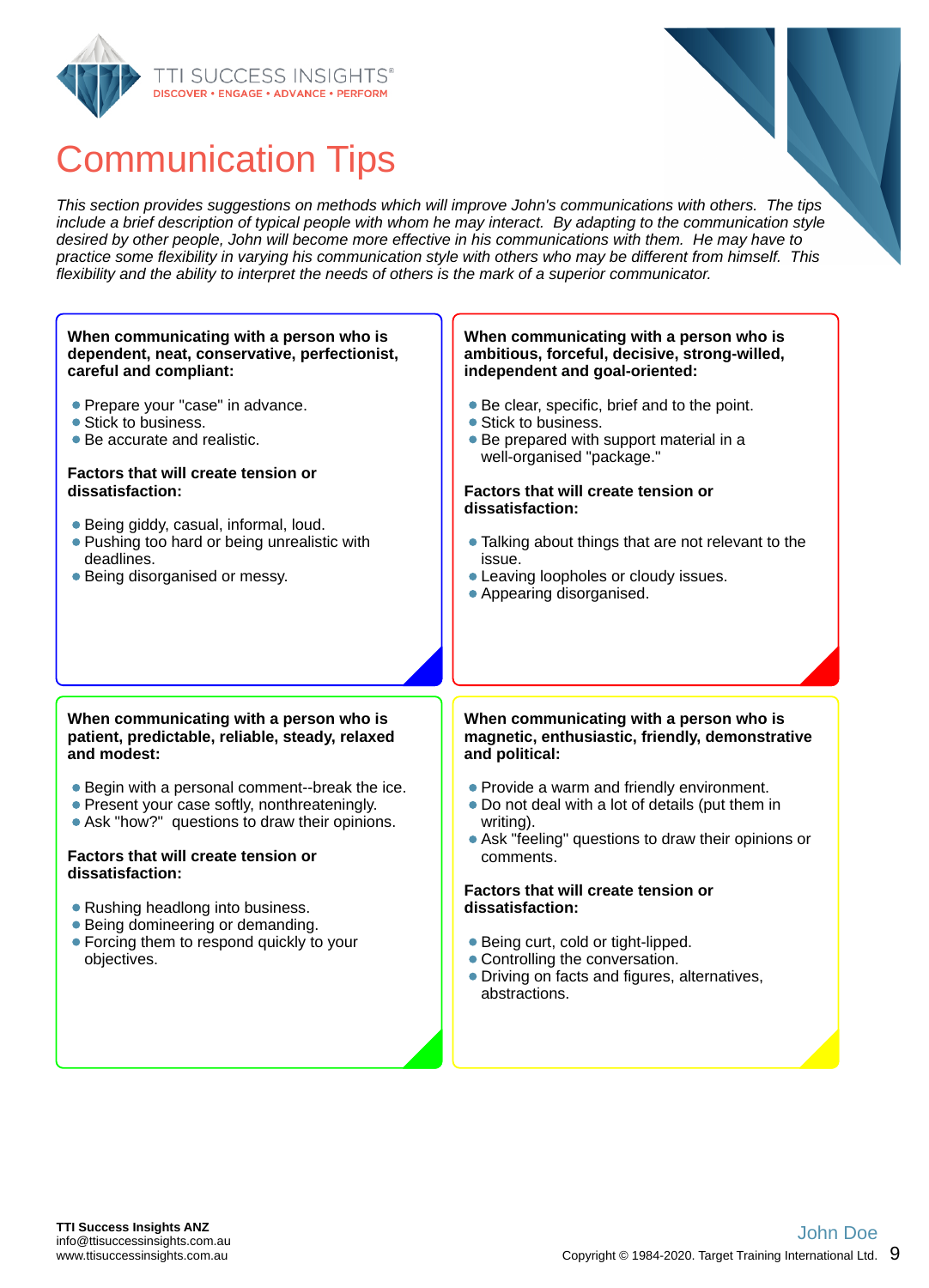# Communication Tips

*This section provides suggestions on methods which will improve John's communications with others. The tips include a brief description of typical people with whom he may interact. By adapting to the communication style desired by other people, John will become more effective in his communications with them. He may have to practice some flexibility in varying his communication style with others who may be different from himself. This flexibility and the ability to interpret the needs of others is the mark of a superior communicator.*

**When communicating with a person who is dependent, neat, conservative, perfectionist, careful and compliant:**

- Prepare your "case" in advance.
- Stick to business.
- Be accurate and realistic.

**Factors that will create tension or dissatisfaction:**

- Being giddy, casual, informal, loud.
- Pushing too hard or being unrealistic with deadlines.
- Being disorganised or messy.

**When communicating with a person who is ambitious, forceful, decisive, strong-willed, independent and goal-oriented:**

- Be clear, specific, brief and to the point.
- Stick to business.
- Be prepared with support material in a well-organised "package."

**Factors that will create tension or dissatisfaction:**

- Talking about things that are not relevant to the issue.
- Leaving loopholes or cloudy issues.
- Appearing disorganised.

**When communicating with a person who is patient, predictable, reliable, steady, relaxed and modest:**

- Begin with a personal comment--break the ice.
- Present your case softly, nonthreateningly.
- Ask "how?" questions to draw their opinions.

**Factors that will create tension or dissatisfaction:**

- Rushing headlong into business.
- Being domineering or demanding.
- Forcing them to respond quickly to your objectives.

**When communicating with a person who is magnetic, enthusiastic, friendly, demonstrative and political:**

- Provide a warm and friendly environment.
- Do not deal with a lot of details (put them in writing).
- Ask "feeling" questions to draw their opinions or comments.

**Factors that will create tension or dissatisfaction:**

- Being curt, cold or tight-lipped.
- Controlling the conversation.
- Driving on facts and figures, alternatives, abstractions.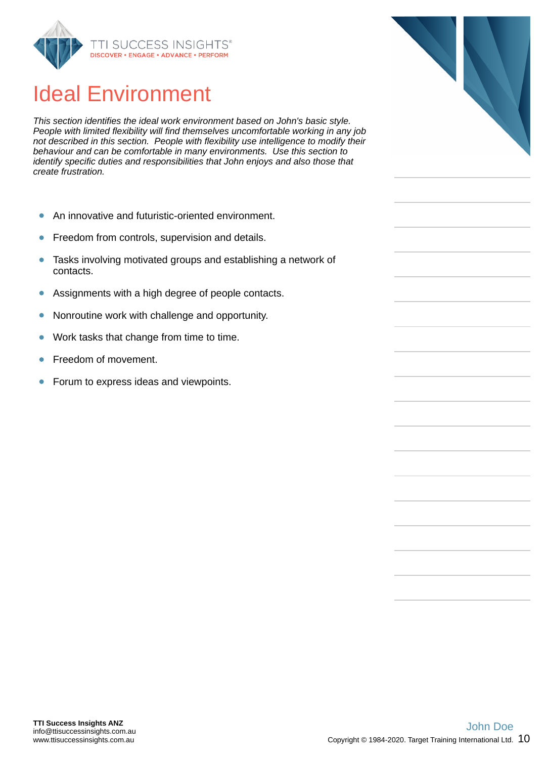# Ideal Environment

*This section identifies the ideal work environment based on John's basic style. People with limited flexibility will find themselves uncomfortable working in any job not described in this section. People with flexibility use intelligence to modify their behaviour and can be comfortable in many environments. Use this section to identify specific duties and responsibilities that John enjoys and also those that create frustration.*

- An innovative and futuristic-oriented environment.
- Freedom from controls, supervision and details.
- Tasks involving motivated groups and establishing a network of contacts.
- Assignments with a high degree of people contacts.
- Nonroutine work with challenge and opportunity.
- Work tasks that change from time to time.
- Freedom of movement.
- Forum to express ideas and viewpoints.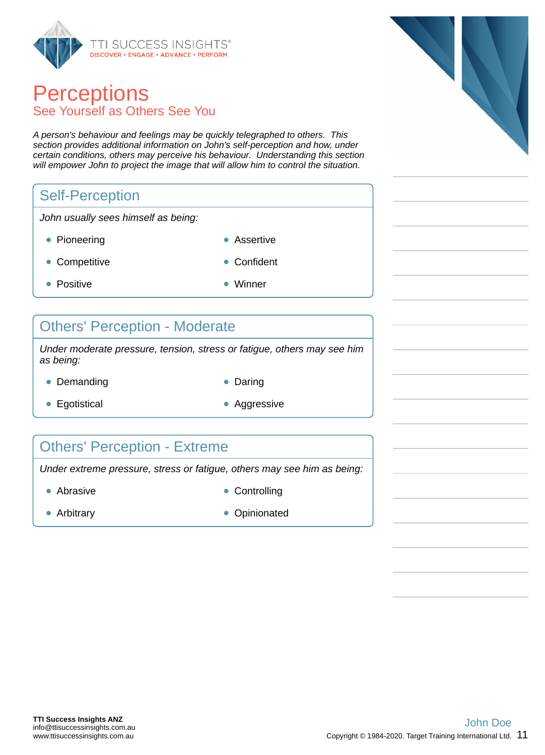# Perceptions

## See Yourself as Others See You

*A person's behaviour and feelings may be quickly telegraphed to others. This section provides additional information on John's self-perception and how, under certain conditions, others may perceive his behaviour. Understanding this section will empower John to project the image that will allow him to control the situation.*

### Self-Perception

*John usually sees himself as being:*

- Pioneering
- Assertive
- Competitive
- Confident
- Positive
- Winner

### Others' Perception - Moderate

*Under moderate pressure, tension, stress or fatigue, others may see him as being:*

- Demanding
- Daring
- Egotistical
- Aggressive

### Others' Perception - Extreme

*Under extreme pressure, stress or fatigue, others may see him as being:*

- Abrasive
- Controlling
- Arbitrary
- Opinionated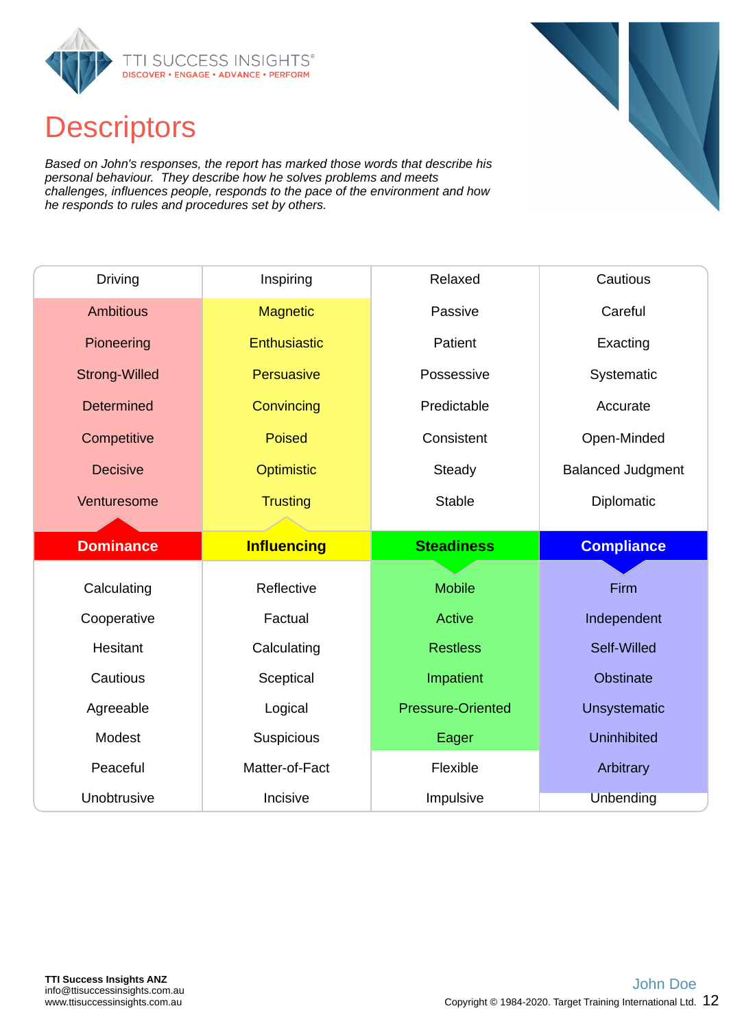# Descriptors

*Based on John's responses, the report has marked those words that describe his personal behaviour. They describe how he solves problems and meets challenges, influences people, responds to the pace of the environment and how he responds to rules and procedures set by others.*

| Driving | Inspiring | Relaxed | Cautious |
|---|---|---|---|
| Ambitious | Magnetic | Passive | Careful |
| Pioneering | Enthusiastic | Patient | Exacting |
| Strong-Willed | Persuasive | Possessive | Systematic |
| Determined | Convincing | Predictable | Accurate |
| Competitive | Poised | Consistent | Open-Minded |
| Decisive | Optimistic | Steady | Balanced Judgment |
| Venturesome | Trusting | Stable | Diplomatic |
| **Dominance** | **Influencing** | **Steadiness** | **Compliance** |
| Calculating | Reflective | Mobile | Firm |
| Cooperative | Factual | Active | Independent |
| Hesitant | Calculating | Restless | Self-Willed |
| Cautious | Sceptical | Impatient | Obstinate |
| Agreeable | Logical | Pressure-Oriented | Unsystematic |
| Modest | Suspicious | Eager | Uninhibited |
| Peaceful | Matter-of-Fact | Flexible | Arbitrary |
| Unobtrusive | Incisive | Impulsive | Unbending |

**TTI Success Insights ANZ**
info@ttisuccessinsights.com.au
www.ttisuccessinsights.com.au

John Doe

Copyright © 1984-2020. Target Training International Ltd.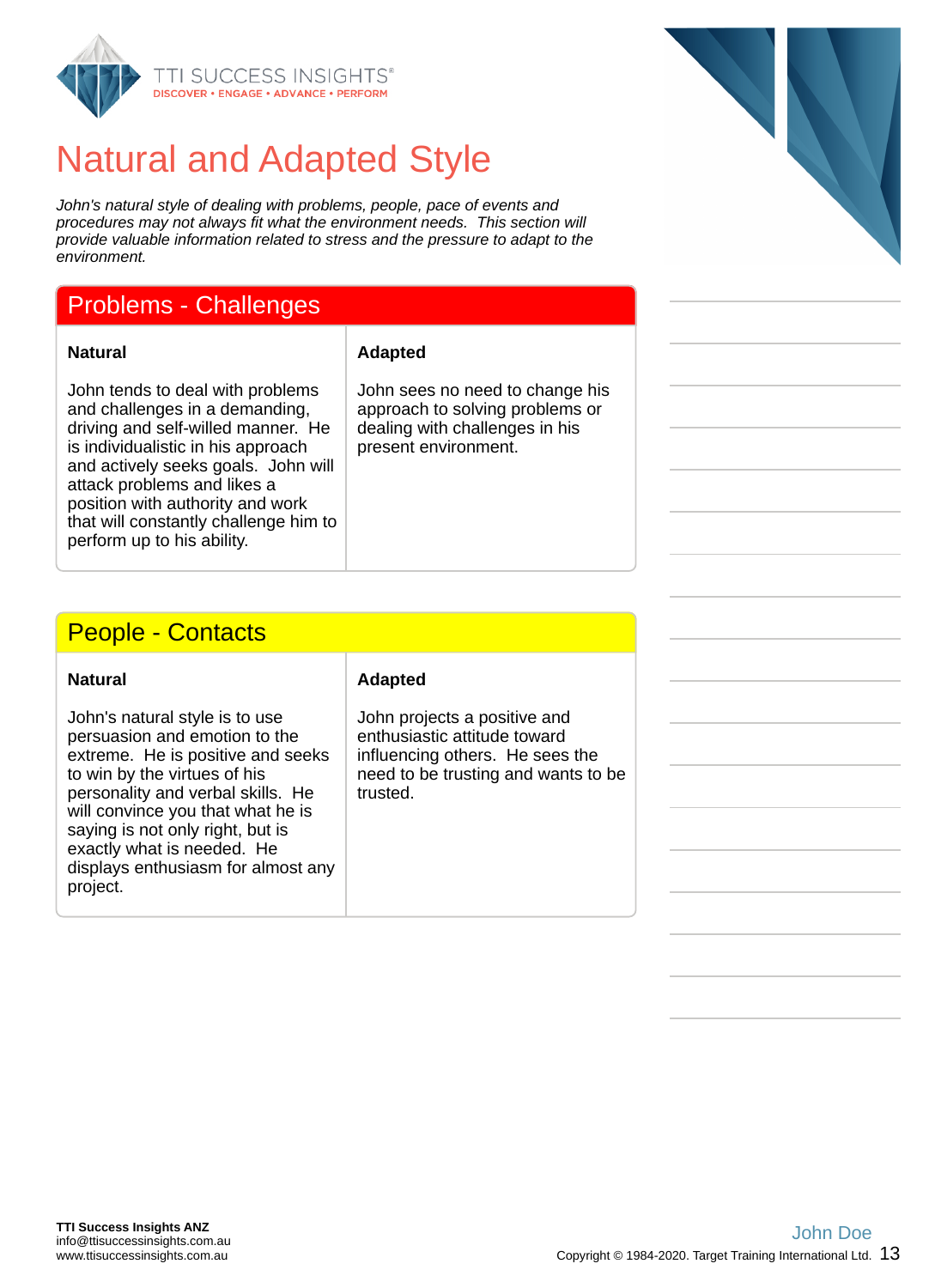# Natural and Adapted Style

*John's natural style of dealing with problems, people, pace of events and procedures may not always fit what the environment needs. This section will provide valuable information related to stress and the pressure to adapt to the environment.*

## Problems - Challenges

| Natural | Adapted |
| --- | --- |
| John tends to deal with problems and challenges in a demanding, driving and self-willed manner. He is individualistic in his approach and actively seeks goals. John will attack problems and likes a position with authority and work that will constantly challenge him to perform up to his ability. | John sees no need to change his approach to solving problems or dealing with challenges in his present environment. |

## People - Contacts

| Natural | Adapted |
| --- | --- |
| John's natural style is to use persuasion and emotion to the extreme. He is positive and seeks to win by the virtues of his personality and verbal skills. He will convince you that what he is saying is not only right, but is exactly what is needed. He displays enthusiasm for almost any project. | John projects a positive and enthusiastic attitude toward influencing others. He sees the need to be trusting and wants to be trusted. |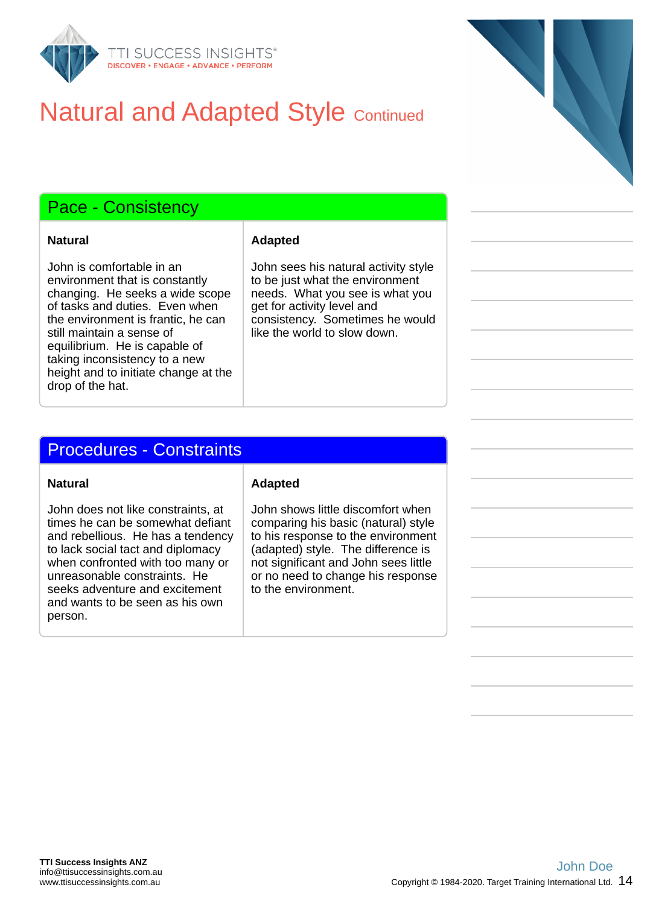# Natural and Adapted Style Continued

## Pace - Consistency

| Natural | Adapted |
|---|---|
| John is comfortable in an environment that is constantly changing. He seeks a wide scope of tasks and duties. Even when the environment is frantic, he can still maintain a sense of equilibrium. He is capable of taking inconsistency to a new height and to initiate change at the drop of the hat. | John sees his natural activity style to be just what the environment needs. What you see is what you get for activity level and consistency. Sometimes he would like the world to slow down. |

## Procedures - Constraints

| Natural | Adapted |
|---|---|
| John does not like constraints, at times he can be somewhat defiant and rebellious. He has a tendency to lack social tact and diplomacy when confronted with too many or unreasonable constraints. He seeks adventure and excitement and wants to be seen as his own person. | John shows little discomfort when comparing his basic (natural) style to his response to the environment (adapted) style. The difference is not significant and John sees little or no need to change his response to the environment. |

**TTI Success Insights ANZ**
info@ttisuccessinsights.com.au
www.ttisuccessinsights.com.au

John Doe
Copyright © 1984-2020. Target Training International Ltd.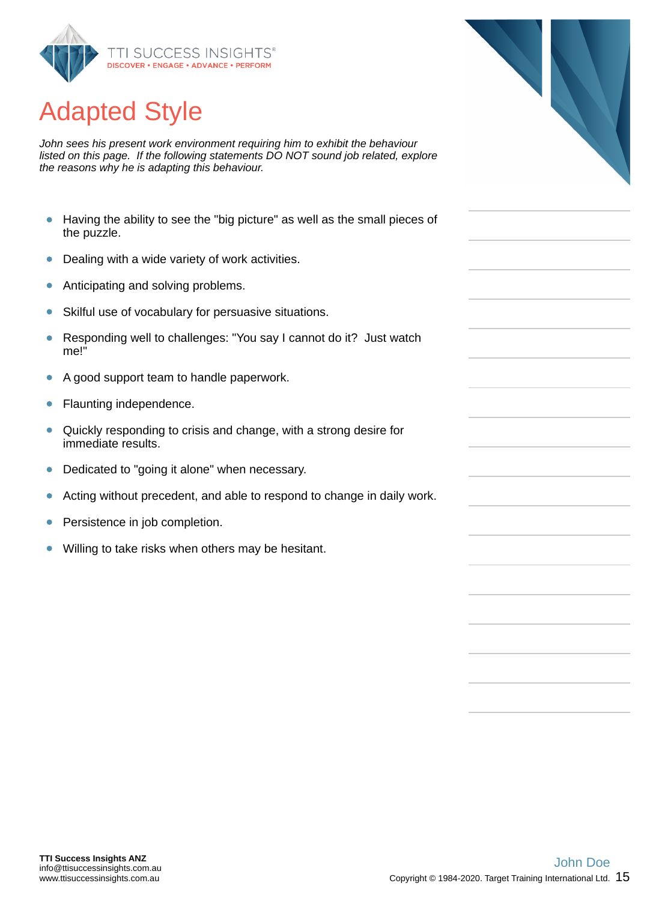# Adapted Style

*John sees his present work environment requiring him to exhibit the behaviour listed on this page. If the following statements DO NOT sound job related, explore the reasons why he is adapting this behaviour.*

- Having the ability to see the "big picture" as well as the small pieces of the puzzle.
- Dealing with a wide variety of work activities.
- Anticipating and solving problems.
- Skilful use of vocabulary for persuasive situations.
- Responding well to challenges: "You say I cannot do it? Just watch me!"
- A good support team to handle paperwork.
- Flaunting independence.
- Quickly responding to crisis and change, with a strong desire for immediate results.
- Dedicated to "going it alone" when necessary.
- Acting without precedent, and able to respond to change in daily work.
- Persistence in job completion.
- Willing to take risks when others may be hesitant.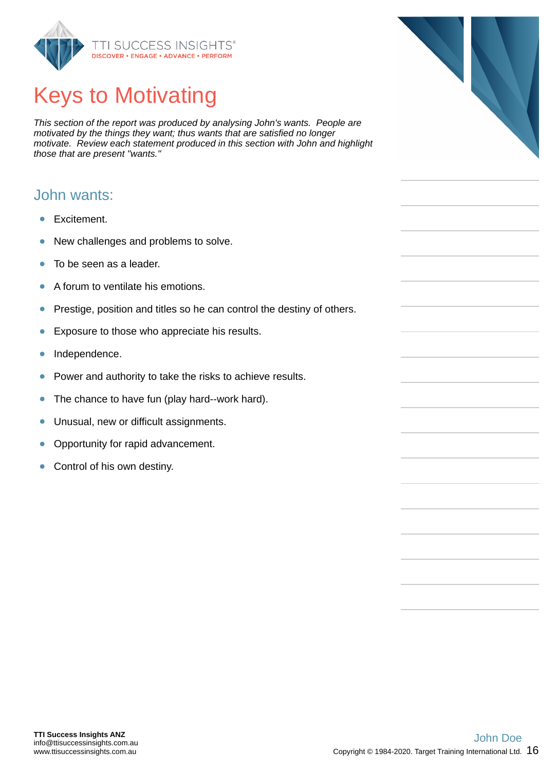# Keys to Motivating

*This section of the report was produced by analysing John's wants. People are motivated by the things they want; thus wants that are satisfied no longer motivate. Review each statement produced in this section with John and highlight those that are present "wants."*

## John wants:

- Excitement.
- New challenges and problems to solve.
- To be seen as a leader.
- A forum to ventilate his emotions.
- Prestige, position and titles so he can control the destiny of others.
- Exposure to those who appreciate his results.
- Independence.
- Power and authority to take the risks to achieve results.
- The chance to have fun (play hard--work hard).
- Unusual, new or difficult assignments.
- Opportunity for rapid advancement.
- Control of his own destiny.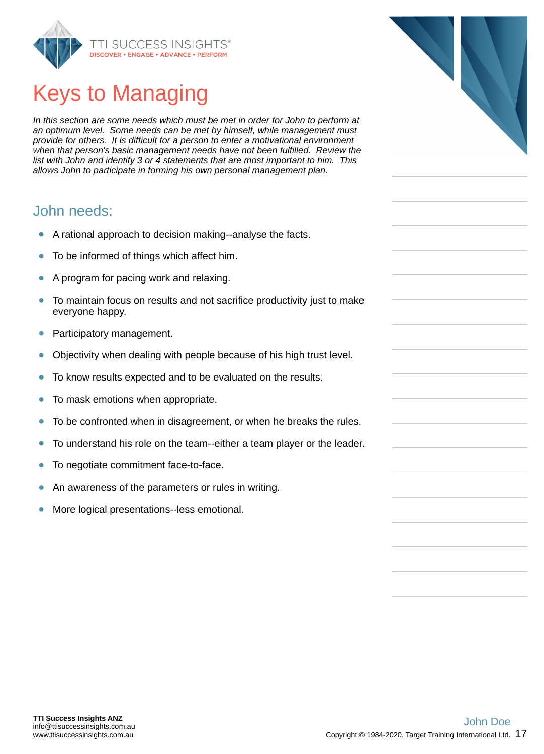# Keys to Managing

*In this section are some needs which must be met in order for John to perform at an optimum level. Some needs can be met by himself, while management must provide for others. It is difficult for a person to enter a motivational environment when that person's basic management needs have not been fulfilled. Review the list with John and identify 3 or 4 statements that are most important to him. This allows John to participate in forming his own personal management plan.*

## John needs:

- A rational approach to decision making--analyse the facts.
- To be informed of things which affect him.
- A program for pacing work and relaxing.
- To maintain focus on results and not sacrifice productivity just to make everyone happy.
- Participatory management.
- Objectivity when dealing with people because of his high trust level.
- To know results expected and to be evaluated on the results.
- To mask emotions when appropriate.
- To be confronted when in disagreement, or when he breaks the rules.
- To understand his role on the team--either a team player or the leader.
- To negotiate commitment face-to-face.
- An awareness of the parameters or rules in writing.
- More logical presentations--less emotional.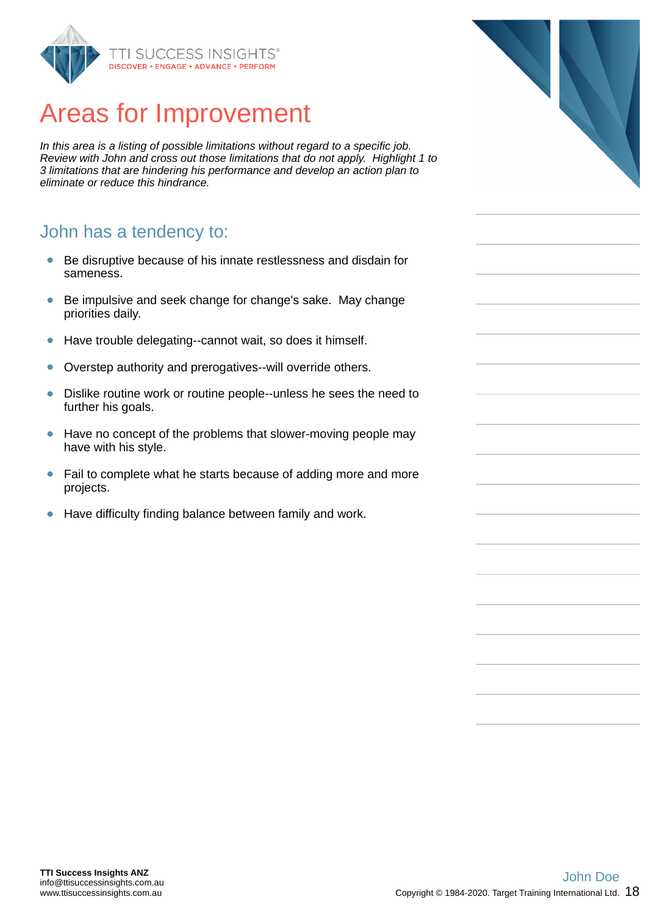# Areas for Improvement

*In this area is a listing of possible limitations without regard to a specific job. Review with John and cross out those limitations that do not apply. Highlight 1 to 3 limitations that are hindering his performance and develop an action plan to eliminate or reduce this hindrance.*

## John has a tendency to:

- Be disruptive because of his innate restlessness and disdain for sameness.
- Be impulsive and seek change for change's sake. May change priorities daily.
- Have trouble delegating--cannot wait, so does it himself.
- Overstep authority and prerogatives--will override others.
- Dislike routine work or routine people--unless he sees the need to further his goals.
- Have no concept of the problems that slower-moving people may have with his style.
- Fail to complete what he starts because of adding more and more projects.
- Have difficulty finding balance between family and work.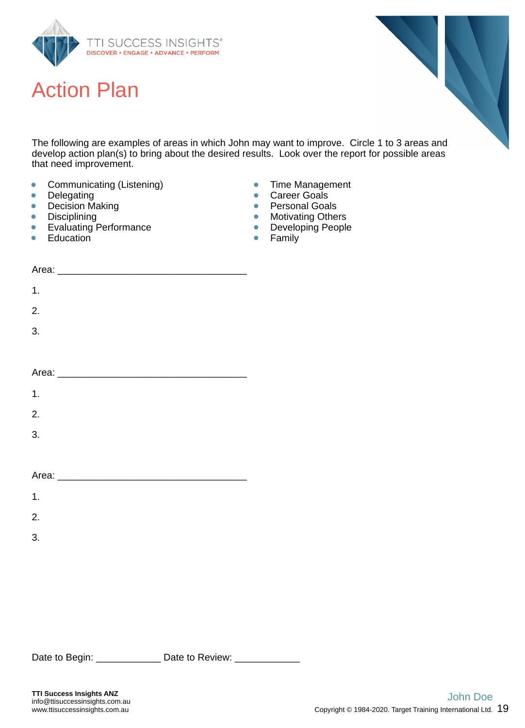# Action Plan

The following are examples of areas in which John may want to improve. Circle 1 to 3 areas and develop action plan(s) to bring about the desired results. Look over the report for possible areas that need improvement.

- Communicating (Listening)
- Delegating
- Decision Making
- Disciplining
- Evaluating Performance
- Education
- Time Management
- Career Goals
- Personal Goals
- Motivating Others
- Developing People
- Family

Area: ___________________________________

1.

2.

3.

Area: ___________________________________

1.

2.

3.

Area: ___________________________________

1.

2.

3.

Date to Begin: ____________ Date to Review: ____________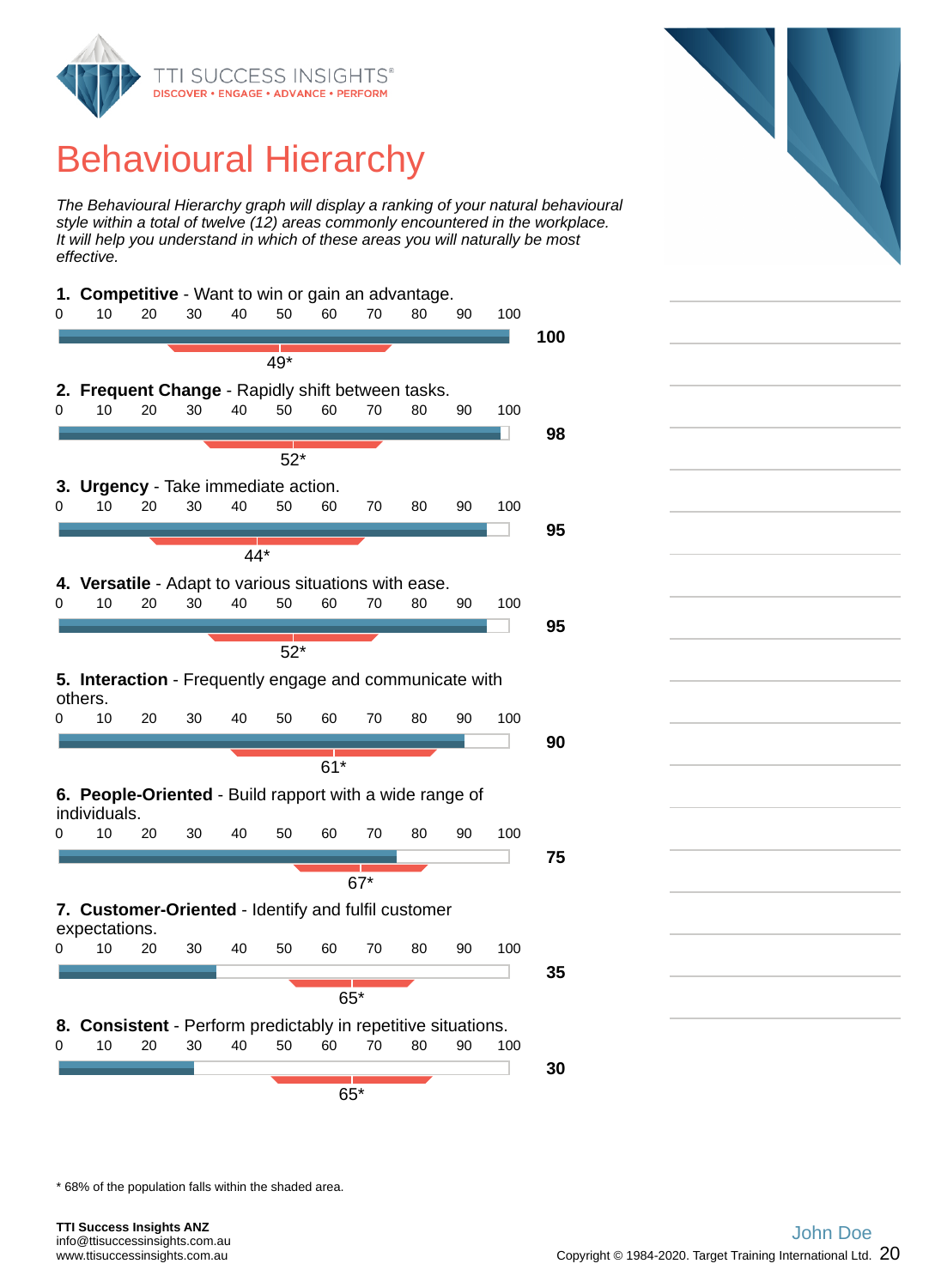# Behavioural Hierarchy

*The Behavioural Hierarchy graph will display a ranking of your natural behavioural style within a total of twelve (12) areas commonly encountered in the workplace. It will help you understand in which of these areas you will naturally be most effective.*

**1. Competitive** - Want to win or gain an advantage.

Score: **100** — Population mean: 49*

**2. Frequent Change** - Rapidly shift between tasks.

Score: **98** — Population mean: 52*

**3. Urgency** - Take immediate action.

Score: **95** — Population mean: 44*

**4. Versatile** - Adapt to various situations with ease.

Score: **95** — Population mean: 52*

**5. Interaction** - Frequently engage and communicate with others.

Score: **90** — Population mean: 61*

**6. People-Oriented** - Build rapport with a wide range of individuals.

Score: **75** — Population mean: 67*

**7. Customer-Oriented** - Identify and fulfil customer expectations.

Score: **35** — Population mean: 65*

**8. Consistent** - Perform predictably in repetitive situations.

Score: **30** — Population mean: 65*

* 68% of the population falls within the shaded area.

**TTI Success Insights ANZ**
info@ttisuccessinsights.com.au
www.ttisuccessinsights.com.au

John Doe

Copyright © 1984-2020. Target Training International Ltd.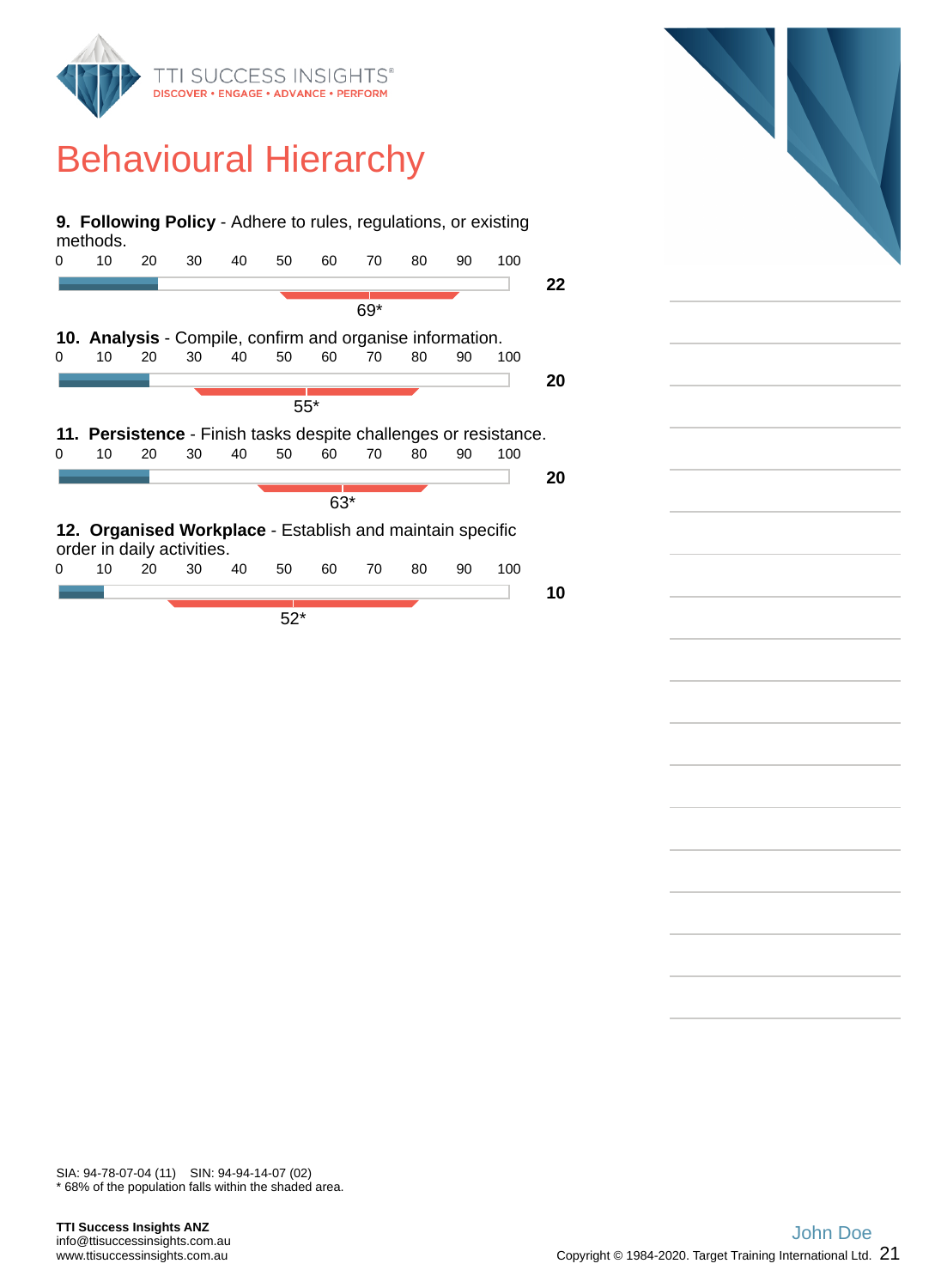# Behavioural Hierarchy

**9. Following Policy** - Adhere to rules, regulations, or existing methods.

0 10 20 30 40 50 60 70 80 90 100

**22**

69*

**10. Analysis** - Compile, confirm and organise information.

0 10 20 30 40 50 60 70 80 90 100

**20**

55*

**11. Persistence** - Finish tasks despite challenges or resistance.

0 10 20 30 40 50 60 70 80 90 100

**20**

63*

**12. Organised Workplace** - Establish and maintain specific order in daily activities.

0 10 20 30 40 50 60 70 80 90 100

**10**

52*

SIA: 94-78-07-04 (11) SIN: 94-94-14-07 (02)
* 68% of the population falls within the shaded area.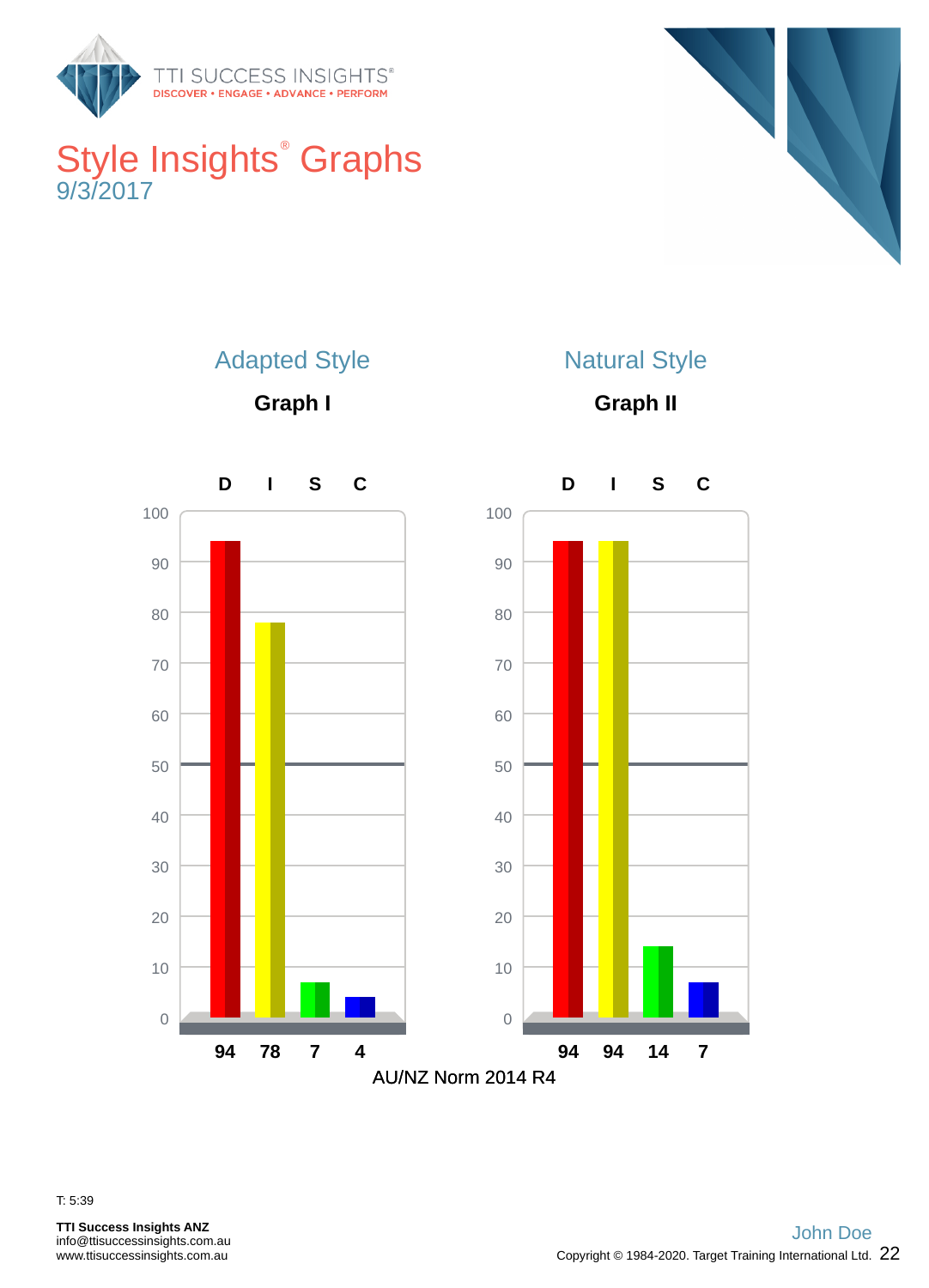# Style Insights® Graphs

9/3/2017

## Adapted Style

**Graph I**

| D | I | S | C |
|---|---|---|---|
| 94 | 78 | 7 | 4 |

## Natural Style

**Graph II**

| D | I | S | C |
|---|---|---|---|
| 94 | 94 | 14 | 7 |

AU/NZ Norm 2014 R4

T: 5:39

**TTI Success Insights ANZ**
info@ttisuccessinsights.com.au
www.ttisuccessinsights.com.au

John Doe

Copyright © 1984-2020. Target Training International Ltd.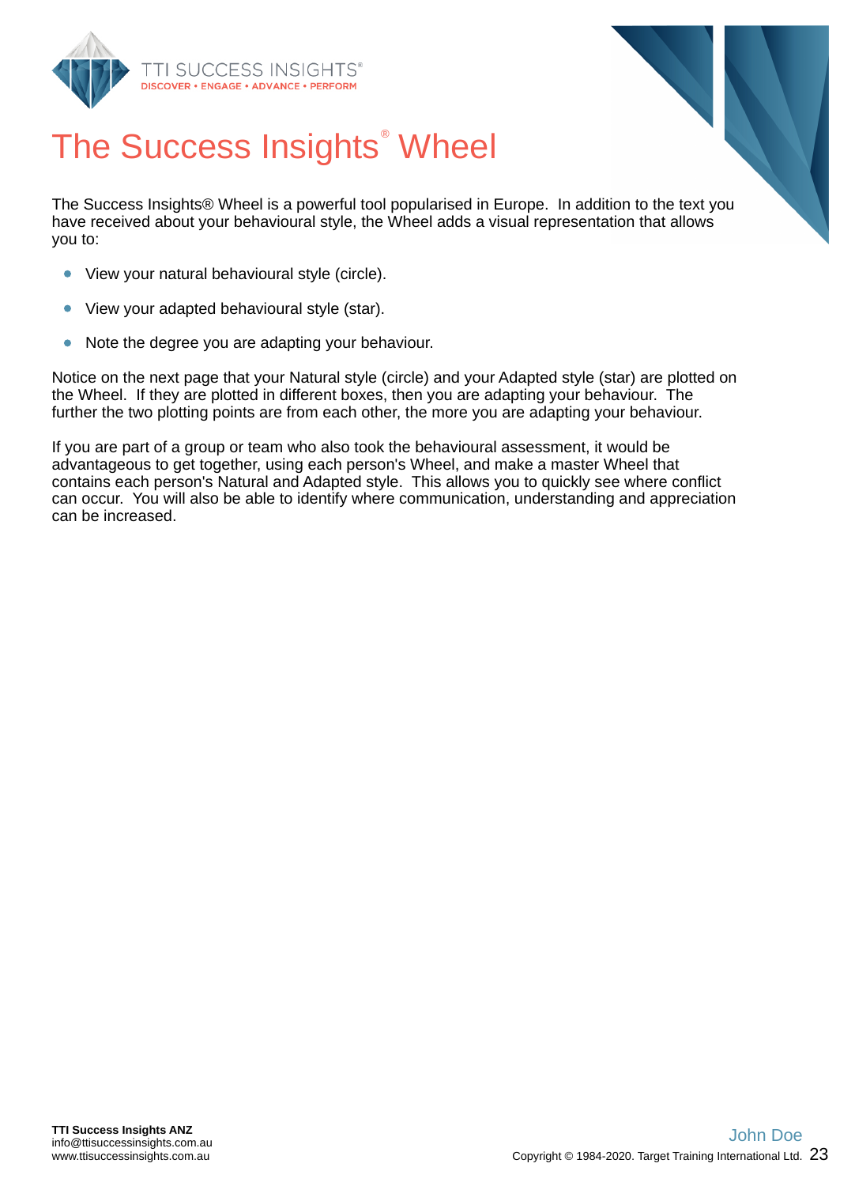# The Success Insights® Wheel

The Success Insights® Wheel is a powerful tool popularised in Europe. In addition to the text you have received about your behavioural style, the Wheel adds a visual representation that allows you to:

- View your natural behavioural style (circle).
- View your adapted behavioural style (star).
- Note the degree you are adapting your behaviour.

Notice on the next page that your Natural style (circle) and your Adapted style (star) are plotted on the Wheel. If they are plotted in different boxes, then you are adapting your behaviour. The further the two plotting points are from each other, the more you are adapting your behaviour.

If you are part of a group or team who also took the behavioural assessment, it would be advantageous to get together, using each person's Wheel, and make a master Wheel that contains each person's Natural and Adapted style. This allows you to quickly see where conflict can occur. You will also be able to identify where communication, understanding and appreciation can be increased.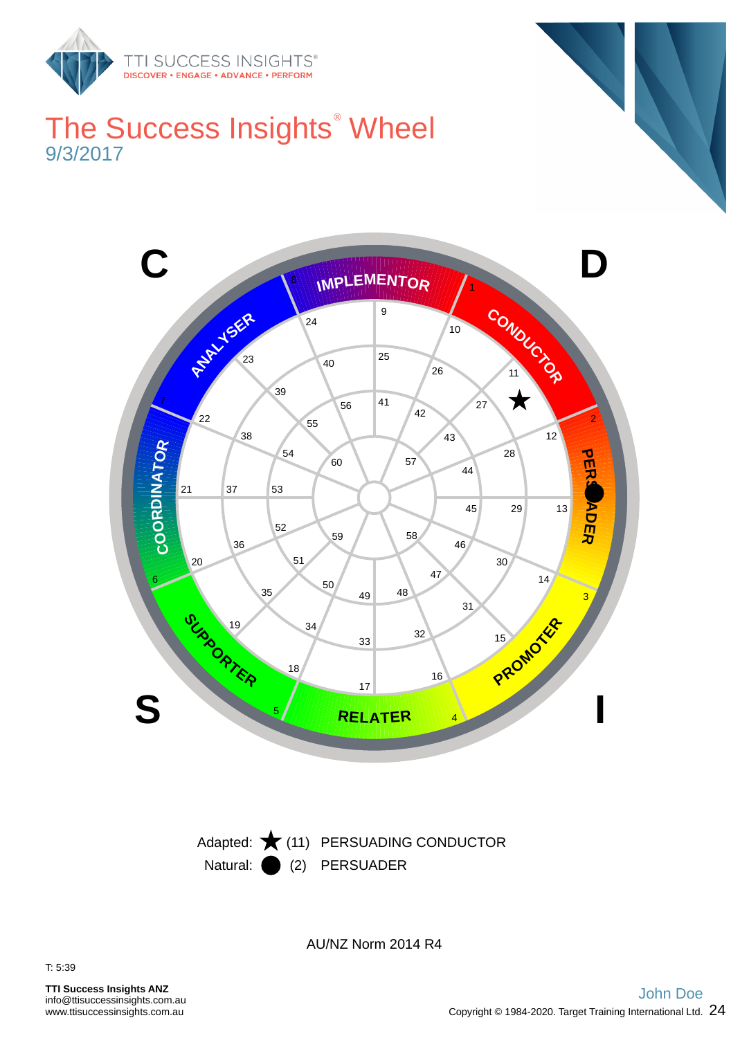# The Success Insights® Wheel

9/3/2017

C

D

S

I

IMPLEMENTOR

CONDUCTOR

PERSUADER

PROMOTER

RELATER

SUPPORTER

COORDINATOR

ANALYSER

1 2 3 4 5 6 7 8 9 10 11 12 13 14 15 16 17 18 19 20 21 22 23 24 25 26 27 28 29 30 31 32 33 34 35 36 37 38 39 40 41 42 43 44 45 46 47 48 49 50 51 52 53 54 55 56 57 58 59 60

Adapted: ★ (11) PERSUADING CONDUCTOR

Natural: ● (2) PERSUADER

AU/NZ Norm 2014 R4

T: 5:39

**TTI Success Insights ANZ**
info@ttisuccessinsights.com.au
www.ttisuccessinsights.com.au

John Doe
Copyright © 1984-2020. Target Training International Ltd.